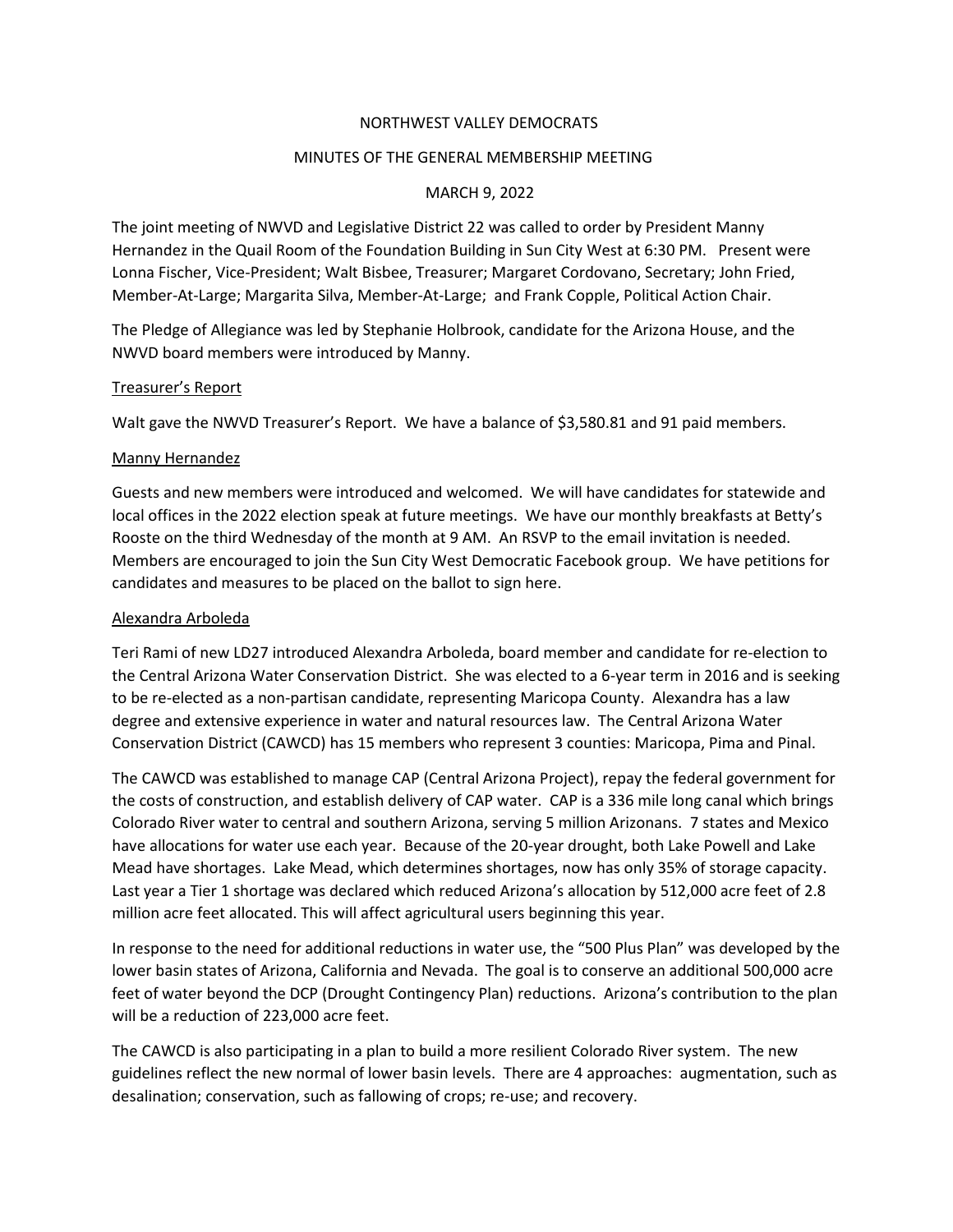NORTHWEST VALLEY DEMOCRATS

MINUTES OF THE GENERAL MEMBERSHIP MEETING

MARCH 9, 2022

The joint meeting of NWVD and Legislative District 22 was called to order by President Manny Hernandez in the Quail Room of the Foundation Building in Sun City West at 6:30 PM. Present were Lonna Fischer, Vice-President; Walt Bisbee, Treasurer; Margaret Cordovano, Secretary; John Fried, Member-At-Large; Margarita Silva, Member-At-Large; and Frank Copple, Political Action Chair.

The Pledge of Allegiance was led by Stephanie Holbrook, candidate for the Arizona House, and the NWVD board members were introduced by Manny.

<u>Treasurer's Report</u>

Walt gave the NWVD Treasurer's Report. We have a balance of $3,580.81 and 91 paid members.

<u>Manny Hernandez</u>

Guests and new members were introduced and welcomed. We will have candidates for statewide and local offices in the 2022 election speak at future meetings. We have our monthly breakfasts at Betty's Rooste on the third Wednesday of the month at 9 AM. An RSVP to the email invitation is needed. Members are encouraged to join the Sun City West Democratic Facebook group. We have petitions for candidates and measures to be placed on the ballot to sign here.

<u>Alexandra Arboleda</u>

Teri Rami of new LD27 introduced Alexandra Arboleda, board member and candidate for re-election to the Central Arizona Water Conservation District. She was elected to a 6-year term in 2016 and is seeking to be re-elected as a non-partisan candidate, representing Maricopa County. Alexandra has a law degree and extensive experience in water and natural resources law. The Central Arizona Water Conservation District (CAWCD) has 15 members who represent 3 counties: Maricopa, Pima and Pinal.

The CAWCD was established to manage CAP (Central Arizona Project), repay the federal government for the costs of construction, and establish delivery of CAP water. CAP is a 336 mile long canal which brings Colorado River water to central and southern Arizona, serving 5 million Arizonans. 7 states and Mexico have allocations for water use each year. Because of the 20-year drought, both Lake Powell and Lake Mead have shortages. Lake Mead, which determines shortages, now has only 35% of storage capacity. Last year a Tier 1 shortage was declared which reduced Arizona's allocation by 512,000 acre feet of 2.8 million acre feet allocated. This will affect agricultural users beginning this year.

In response to the need for additional reductions in water use, the "500 Plus Plan" was developed by the lower basin states of Arizona, California and Nevada. The goal is to conserve an additional 500,000 acre feet of water beyond the DCP (Drought Contingency Plan) reductions. Arizona's contribution to the plan will be a reduction of 223,000 acre feet.

The CAWCD is also participating in a plan to build a more resilient Colorado River system. The new guidelines reflect the new normal of lower basin levels. There are 4 approaches: augmentation, such as desalination; conservation, such as fallowing of crops; re-use; and recovery.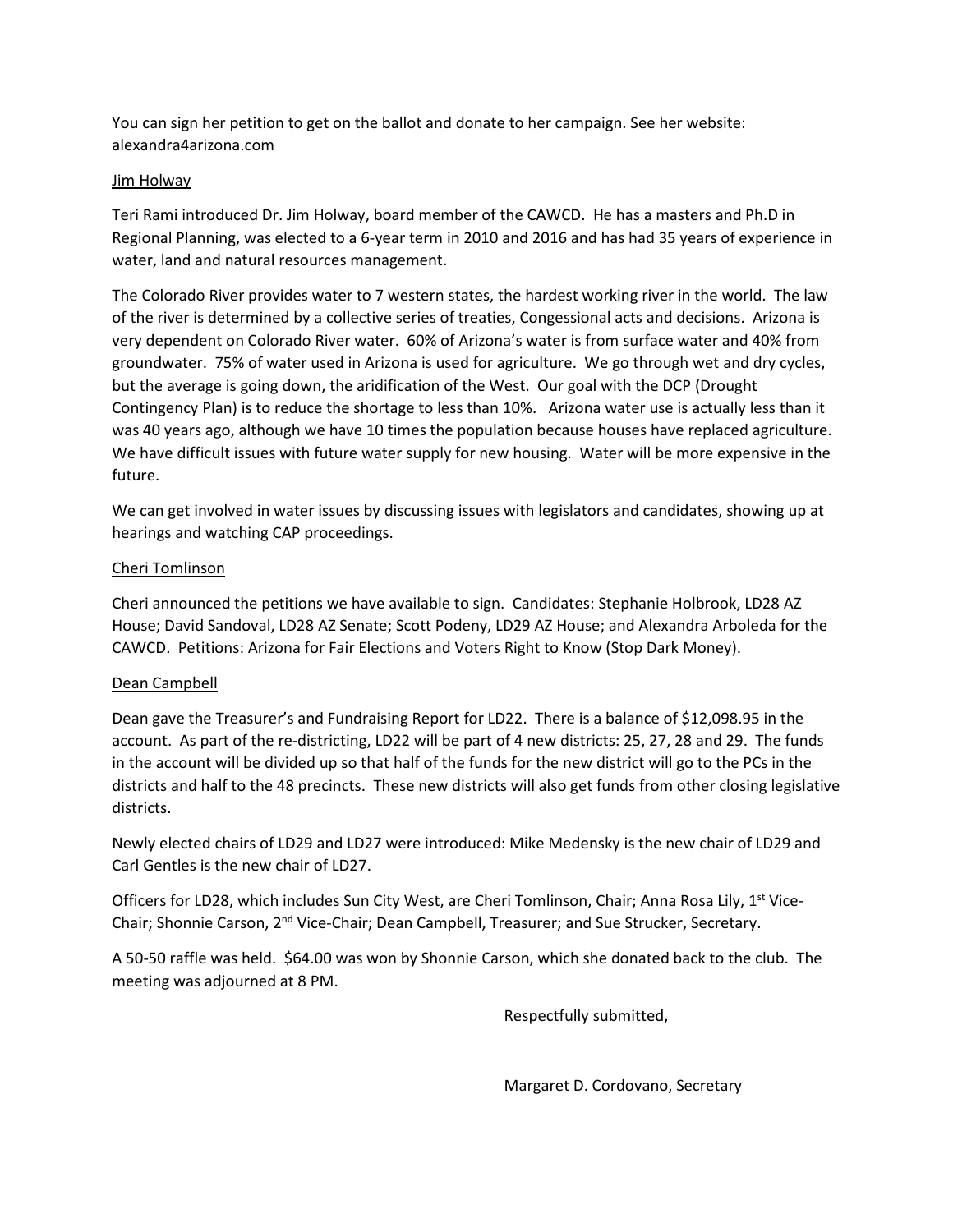You can sign her petition to get on the ballot and donate to her campaign. See her website: alexandra4arizona.com

Jim Holway

Teri Rami introduced Dr. Jim Holway, board member of the CAWCD. He has a masters and Ph.D in Regional Planning, was elected to a 6-year term in 2010 and 2016 and has had 35 years of experience in water, land and natural resources management.

The Colorado River provides water to 7 western states, the hardest working river in the world. The law of the river is determined by a collective series of treaties, Congessional acts and decisions. Arizona is very dependent on Colorado River water. 60% of Arizona's water is from surface water and 40% from groundwater. 75% of water used in Arizona is used for agriculture. We go through wet and dry cycles, but the average is going down, the aridification of the West. Our goal with the DCP (Drought Contingency Plan) is to reduce the shortage to less than 10%. Arizona water use is actually less than it was 40 years ago, although we have 10 times the population because houses have replaced agriculture. We have difficult issues with future water supply for new housing. Water will be more expensive in the future.

We can get involved in water issues by discussing issues with legislators and candidates, showing up at hearings and watching CAP proceedings.

Cheri Tomlinson

Cheri announced the petitions we have available to sign. Candidates: Stephanie Holbrook, LD28 AZ House; David Sandoval, LD28 AZ Senate; Scott Podeny, LD29 AZ House; and Alexandra Arboleda for the CAWCD. Petitions: Arizona for Fair Elections and Voters Right to Know (Stop Dark Money).

Dean Campbell

Dean gave the Treasurer's and Fundraising Report for LD22. There is a balance of $12,098.95 in the account. As part of the re-districting, LD22 will be part of 4 new districts: 25, 27, 28 and 29. The funds in the account will be divided up so that half of the funds for the new district will go to the PCs in the districts and half to the 48 precincts. These new districts will also get funds from other closing legislative districts.

Newly elected chairs of LD29 and LD27 were introduced: Mike Medensky is the new chair of LD29 and Carl Gentles is the new chair of LD27.

Officers for LD28, which includes Sun City West, are Cheri Tomlinson, Chair; Anna Rosa Lily, 1st Vice-Chair; Shonnie Carson, 2nd Vice-Chair; Dean Campbell, Treasurer; and Sue Strucker, Secretary.

A 50-50 raffle was held. $64.00 was won by Shonnie Carson, which she donated back to the club. The meeting was adjourned at 8 PM.

Respectfully submitted,

Margaret D. Cordovano, Secretary